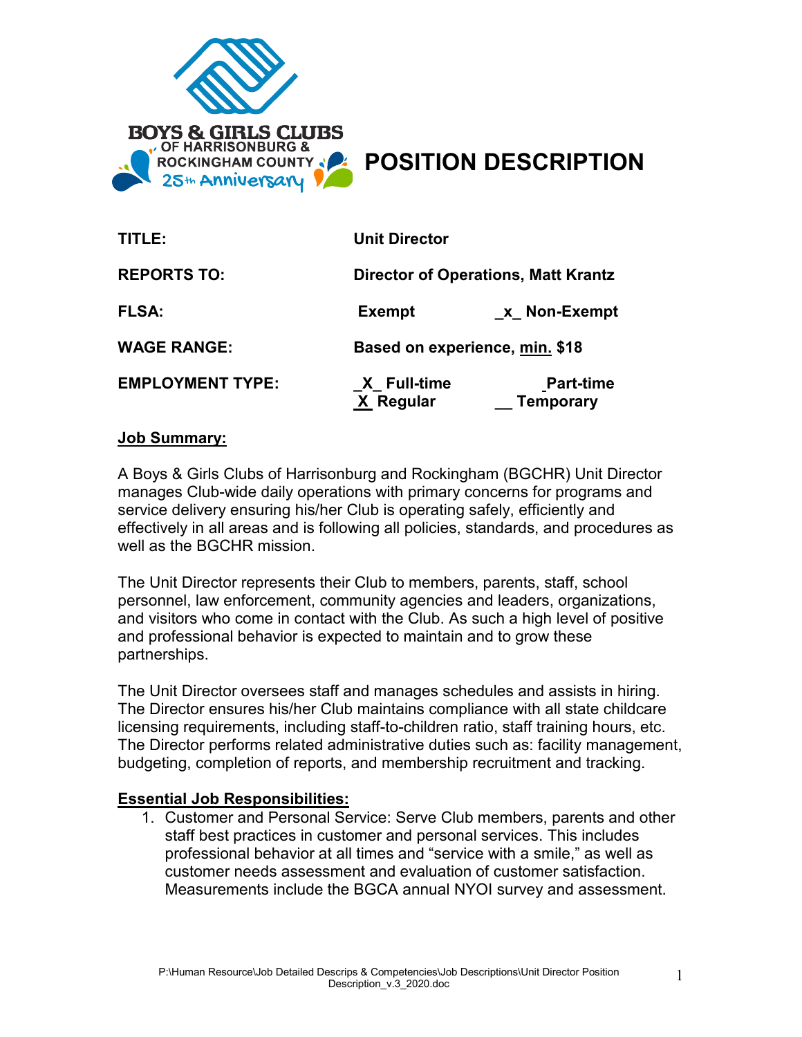BOYS & GIRLS CLUBS OF HARRISONBURG & ROCKINGHAM COUNTY 25th Anniversary

# POSITION DESCRIPTION

| | | |
|---|---|---|
| **TITLE:** | **Unit Director** | |
| **REPORTS TO:** | **Director of Operations, Matt Krantz** | |
| **FLSA:** | **Exempt** | **_x_ Non-Exempt** |
| **WAGE RANGE:** | **Based on experience, min. $18** | |
| **EMPLOYMENT TYPE:** | **_X_ Full-time**<br>**_X_ Regular** | **Part-time**<br>**__ Temporary** |

**Job Summary:**

A Boys & Girls Clubs of Harrisonburg and Rockingham (BGCHR) Unit Director manages Club-wide daily operations with primary concerns for programs and service delivery ensuring his/her Club is operating safely, efficiently and effectively in all areas and is following all policies, standards, and procedures as well as the BGCHR mission.

The Unit Director represents their Club to members, parents, staff, school personnel, law enforcement, community agencies and leaders, organizations, and visitors who come in contact with the Club. As such a high level of positive and professional behavior is expected to maintain and to grow these partnerships.

The Unit Director oversees staff and manages schedules and assists in hiring. The Director ensures his/her Club maintains compliance with all state childcare licensing requirements, including staff-to-children ratio, staff training hours, etc. The Director performs related administrative duties such as: facility management, budgeting, completion of reports, and membership recruitment and tracking.

**Essential Job Responsibilities:**

1. Customer and Personal Service: Serve Club members, parents and other staff best practices in customer and personal services. This includes professional behavior at all times and "service with a smile," as well as customer needs assessment and evaluation of customer satisfaction. Measurements include the BGCA annual NYOI survey and assessment.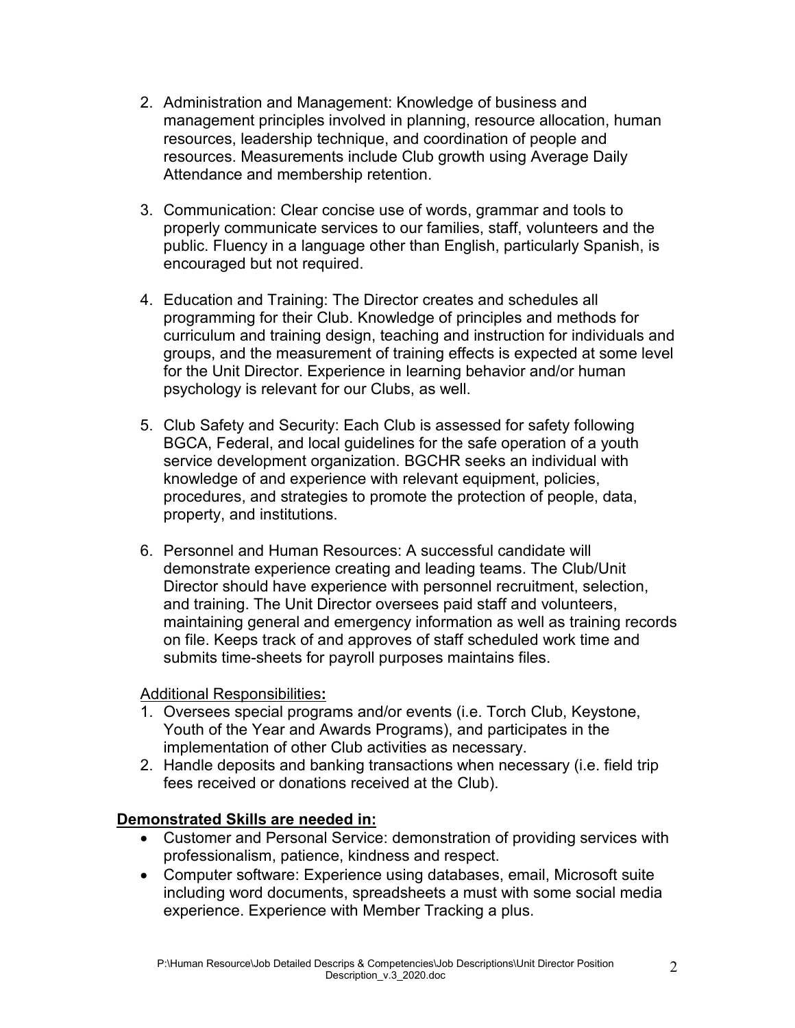2. Administration and Management: Knowledge of business and management principles involved in planning, resource allocation, human resources, leadership technique, and coordination of people and resources. Measurements include Club growth using Average Daily Attendance and membership retention.

3. Communication: Clear concise use of words, grammar and tools to properly communicate services to our families, staff, volunteers and the public. Fluency in a language other than English, particularly Spanish, is encouraged but not required.

4. Education and Training: The Director creates and schedules all programming for their Club. Knowledge of principles and methods for curriculum and training design, teaching and instruction for individuals and groups, and the measurement of training effects is expected at some level for the Unit Director. Experience in learning behavior and/or human psychology is relevant for our Clubs, as well.

5. Club Safety and Security: Each Club is assessed for safety following BGCA, Federal, and local guidelines for the safe operation of a youth service development organization. BGCHR seeks an individual with knowledge of and experience with relevant equipment, policies, procedures, and strategies to promote the protection of people, data, property, and institutions.

6. Personnel and Human Resources: A successful candidate will demonstrate experience creating and leading teams. The Club/Unit Director should have experience with personnel recruitment, selection, and training. The Unit Director oversees paid staff and volunteers, maintaining general and emergency information as well as training records on file. Keeps track of and approves of staff scheduled work time and submits time-sheets for payroll purposes maintains files.

<u>Additional Responsibilities</u>**:**

1. Oversees special programs and/or events (i.e. Torch Club, Keystone, Youth of the Year and Awards Programs), and participates in the implementation of other Club activities as necessary.
2. Handle deposits and banking transactions when necessary (i.e. field trip fees received or donations received at the Club).

**<u>Demonstrated Skills are needed in:</u>**

- Customer and Personal Service: demonstration of providing services with professionalism, patience, kindness and respect.
- Computer software: Experience using databases, email, Microsoft suite including word documents, spreadsheets a must with some social media experience. Experience with Member Tracking a plus.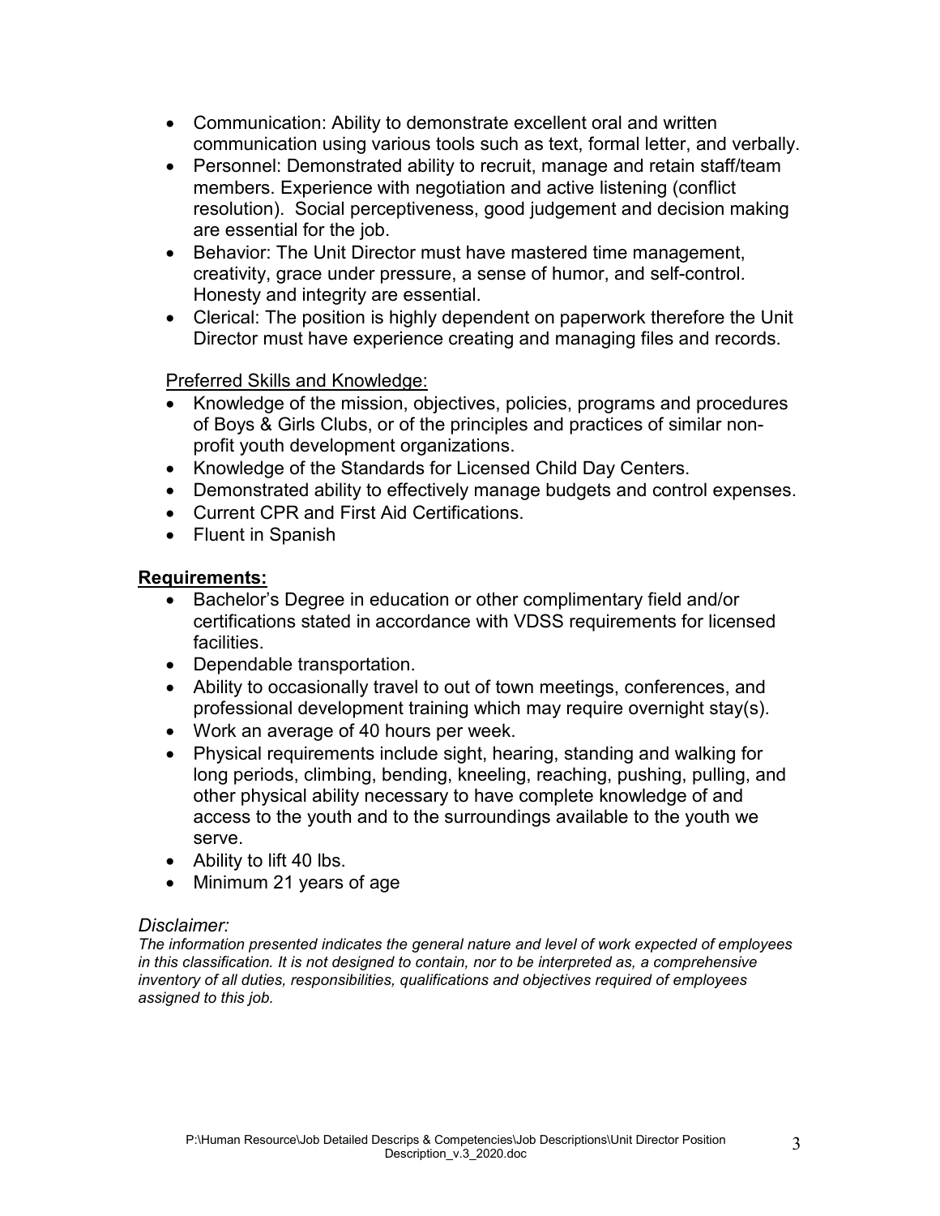- Communication: Ability to demonstrate excellent oral and written communication using various tools such as text, formal letter, and verbally.
- Personnel: Demonstrated ability to recruit, manage and retain staff/team members. Experience with negotiation and active listening (conflict resolution). Social perceptiveness, good judgement and decision making are essential for the job.
- Behavior: The Unit Director must have mastered time management, creativity, grace under pressure, a sense of humor, and self-control. Honesty and integrity are essential.
- Clerical: The position is highly dependent on paperwork therefore the Unit Director must have experience creating and managing files and records.

Preferred Skills and Knowledge:

- Knowledge of the mission, objectives, policies, programs and procedures of Boys & Girls Clubs, or of the principles and practices of similar non-profit youth development organizations.
- Knowledge of the Standards for Licensed Child Day Centers.
- Demonstrated ability to effectively manage budgets and control expenses.
- Current CPR and First Aid Certifications.
- Fluent in Spanish

## Requirements:

- Bachelor's Degree in education or other complimentary field and/or certifications stated in accordance with VDSS requirements for licensed facilities.
- Dependable transportation.
- Ability to occasionally travel to out of town meetings, conferences, and professional development training which may require overnight stay(s).
- Work an average of 40 hours per week.
- Physical requirements include sight, hearing, standing and walking for long periods, climbing, bending, kneeling, reaching, pushing, pulling, and other physical ability necessary to have complete knowledge of and access to the youth and to the surroundings available to the youth we serve.
- Ability to lift 40 lbs.
- Minimum 21 years of age

*Disclaimer:*

*The information presented indicates the general nature and level of work expected of employees in this classification. It is not designed to contain, nor to be interpreted as, a comprehensive inventory of all duties, responsibilities, qualifications and objectives required of employees assigned to this job.*